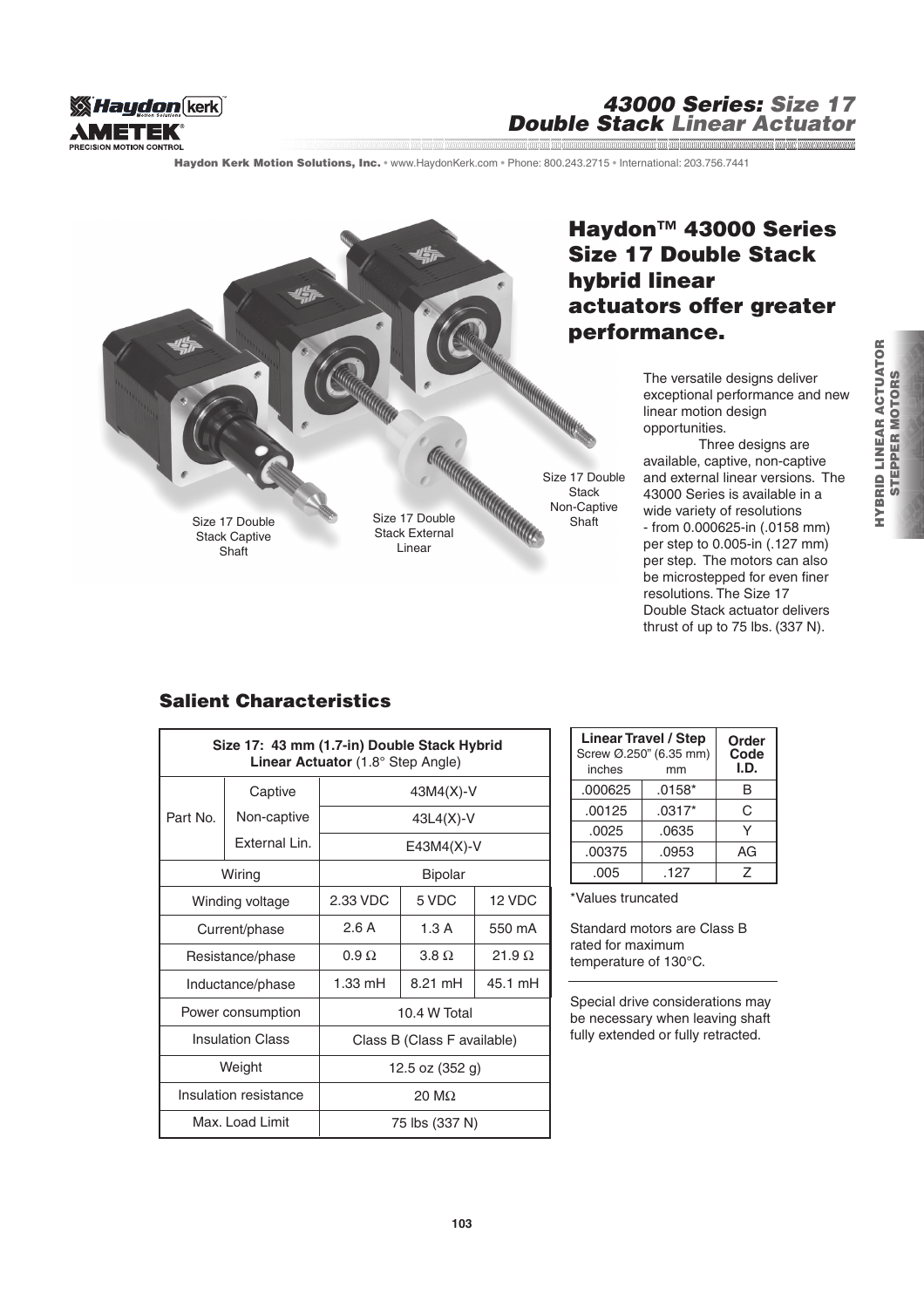# 43000 Series: Size 17 Double Stack Linear Actuator

**Haydon Kerk Motion Solutions, Inc.** • www.HaydonKerk.com • Phone: 800.243.2715 • International: 203.756.7441

## Haydon™ 43000 Series Size 17 Double Stack hybrid linear actuators offer greater performance.

Size 17 Double Stack Captive Shaft

Size 17 Double Stack External Linear

Size 17 Double Stack Non-Captive Shaft

The versatile designs deliver exceptional performance and new linear motion design opportunities.

Three designs are available, captive, non-captive and external linear versions. The 43000 Series is available in a wide variety of resolutions - from 0.000625-in (.0158 mm) per step to 0.005-in (.127 mm) per step. The motors can also be microstepped for even finer resolutions. The Size 17 Double Stack actuator delivers thrust of up to 75 lbs. (337 N).

HYBRID LINEAR ACTUATOR STEPPER MOTORS

## Salient Characteristics

| Size 17: 43 mm (1.7-in) Double Stack Hybrid **Linear Actuator** (1.8° Step Angle) | | | | |
|---|---|---|---|---|
| Part No. | Captive | 43M4(X)-V | | |
| | Non-captive | 43L4(X)-V | | |
| | External Lin. | E43M4(X)-V | | |
| Wiring | | Bipolar | | |
| Winding voltage | | 2.33 VDC | 5 VDC | 12 VDC |
| Current/phase | | 2.6 A | 1.3 A | 550 mA |
| Resistance/phase | | 0.9 Ω | 3.8 Ω | 21.9 Ω |
| Inductance/phase | | 1.33 mH | 8.21 mH | 45.1 mH |
| Power consumption | | 10.4 W Total | | |
| Insulation Class | | Class B (Class F available) | | |
| Weight | | 12.5 oz (352 g) | | |
| Insulation resistance | | 20 MΩ | | |
| Max. Load Limit | | 75 lbs (337 N) | | |

| Linear Travel / Step Screw Ø.250" (6.35 mm) inches | mm | Order Code I.D. |
|---|---|---|
| .000625 | .0158* | B |
| .00125 | .0317* | C |
| .0025 | .0635 | Y |
| .00375 | .0953 | AG |
| .005 | .127 | Z |

*Values truncated

Standard motors are Class B rated for maximum temperature of 130°C.

Special drive considerations may be necessary when leaving shaft fully extended or fully retracted.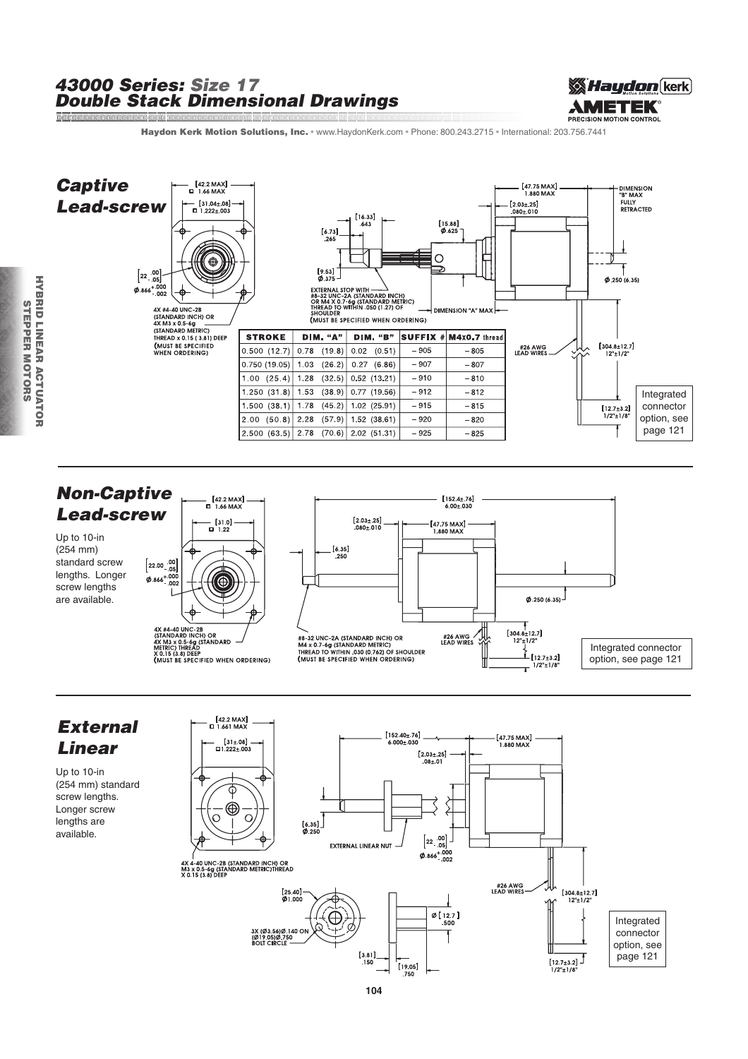# 43000 Series: Size 17 Double Stack Dimensional Drawings

Haydon Kerk Motion Solutions, Inc. • www.HaydonKerk.com • Phone: 800.243.2715 • International: 203.756.7441

## Captive Lead-screw

[42.2 MAX] □ 1.66 MAX

[31.04±.08] □ 1.222±.003

[16.33] .643

[6.73] .265

[15.88] Ø.625

[47.75 MAX] 1.880 MAX

[2.03±.25] .080±.010

DIMENSION "B" MAX FULLY RETRACTED

[22 .00/-.05] Ø.866 +.000/-.002

[9.53] Ø.375

EXTERNAL STOP WITH #8-32 UNC-2A (STANDARD INCH) OR M4 X 0.7-6g (STANDARD METRIC) THREAD TO WITHIN .050 (1.27) OF SHOULDER (MUST BE SPECIFIED WHEN ORDERING)

DIMENSION "A" MAX

Ø.250 (6.35)

4X #4-40 UNC-2B (STANDARD INCH) OR 4X M3 x 0.5-6g (STANDARD METRIC) THREAD x 0.15 (3.81) DEEP (MUST BE SPECIFIED WHEN ORDERING)

| STROKE | DIM. "A" | DIM. "B" | SUFFIX # | M4x0.7 thread |
|---|---|---|---|---|
| 0.500 (12.7) | 0.78 (19.8) | 0.02 (0.51) | – 905 | – 805 |
| 0.750 (19.05) | 1.03 (26.2) | 0.27 (6.86) | – 907 | – 807 |
| 1.00 (25.4) | 1.28 (32.5) | 0.52 (13.21) | – 910 | – 810 |
| 1.250 (31.8) | 1.53 (38.9) | 0.77 (19.56) | – 912 | – 812 |
| 1.500 (38.1) | 1.78 (45.2) | 1.02 (25.91) | – 915 | – 815 |
| 2.00 (50.8) | 2.28 (57.9) | 1.52 (38.61) | – 920 | – 820 |
| 2.500 (63.5) | 2.78 (70.6) | 2.02 (51.31) | – 925 | – 825 |

#26 AWG LEAD WIRES

[304.8±12.7] 12"±1/2"

[12.7±3.2] 1/2"±1/8"

Integrated connector option, see page 121

## Non-Captive Lead-screw

Up to 10-in (254 mm) standard screw lengths. Longer screw lengths are available.

[42.2 MAX] □ 1.66 MAX

[31.0] □ 1.22

[22.00 .00/-.05] Ø.866 +.000/-.002

[152.4±.76] 6.00±.030

[2.03±.25] .080±.010

[47.75 MAX] 1.880 MAX

[6.35] .250

Ø.250 (6.35)

4X #4-40 UNC-2B (STANDARD INCH) OR 4X M3 x 0.5-6g (STANDARD METRIC) THREAD X 0.15 (3.8) DEEP (MUST BE SPECIFIED WHEN ORDERING)

#8-32 UNC-2A (STANDARD INCH) OR M4 x 0.7-6g (STANDARD METRIC) THREAD TO WITHIN .030 (0.762) OF SHOULDER (MUST BE SPECIFIED WHEN ORDERING)

#26 AWG LEAD WIRES

[304.8±12.7] 12"±1/2"

[12.7±3.2] 1/2"±1/8"

Integrated connector option, see page 121

## External Linear

Up to 10-in (254 mm) standard screw lengths. Longer screw lengths are available.

[42.2 MAX] □ 1.661 MAX

[31±.08] □1.222±.003

[152.40±.76] 6.000±.030

[47.75 MAX] 1.880 MAX

[2.03±.25] .08±.01

[6.35] Ø.250

EXTERNAL LINEAR NUT

[22 .00/-.05] Ø.866 +.000/-.002

4X 4-40 UNC-2B (STANDARD INCH) OR M3 x 0.5-6g (STANDARD METRIC)THREAD X 0.15 (3.8) DEEP

[25.40] Ø1.000

3X (Ø3.56)Ø.140 ON (Ø19.05)Ø.750 BOLT CIRCLE

Ø [12.7] .500

[3.81] .150

[19.05] .750

#26 AWG LEAD WIRES

[304.8±12.7] 12"±1/2"

[12.7±3.2] 1/2"±1/8"

Integrated connector option, see page 121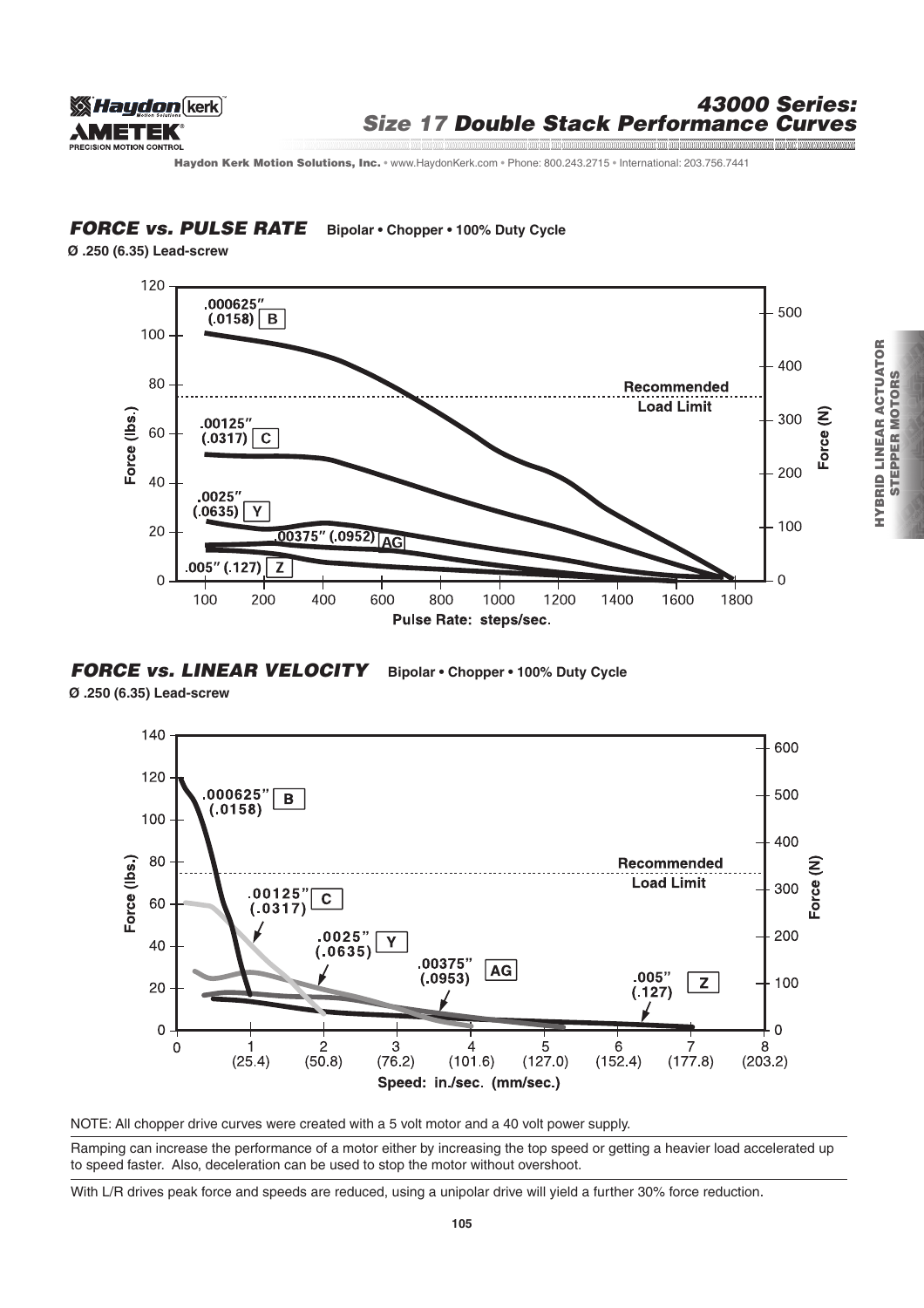# 43000 Series: Size 17 Double Stack Performance Curves

Haydon Kerk Motion Solutions, Inc. • www.HaydonKerk.com • Phone: 800.243.2715 • International: 203.756.7441

## FORCE vs. PULSE RATE

**Bipolar • Chopper • 100% Duty Cycle**

**Ø .250 (6.35) Lead-screw**

Force (lbs.)

120
100
80
60
40
20
0

Force (N)

500
400
300
200
100
0

Pulse Rate: steps/sec.

100 200 400 600 800 1000 1200 1400 1600 1800

.000625″ (.0158) B

.00125″ (.0317) C

.0025″ (.0635) Y

.00375″ (.0952) AG

.005″ (.127) Z

Recommended Load Limit

## FORCE vs. LINEAR VELOCITY

**Bipolar • Chopper • 100% Duty Cycle**

**Ø .250 (6.35) Lead-screw**

Force (lbs.)

140
120
100
80
60
40
20
0

Force (N)

600
500
400
300
200
100
0

Speed: in./sec. (mm/sec.)

0
1 (25.4)
2 (50.8)
3 (76.2)
4 (101.6)
5 (127.0)
6 (152.4)
7 (177.8)
8 (203.2)

.000625″ (.0158) B

.00125″ (.0317) C

.0025″ (.0635) Y

.00375″ (.0953) AG

.005″ (.127) Z

Recommended Load Limit

NOTE: All chopper drive curves were created with a 5 volt motor and a 40 volt power supply.

Ramping can increase the performance of a motor either by increasing the top speed or getting a heavier load accelerated up to speed faster. Also, deceleration can be used to stop the motor without overshoot.

With L/R drives peak force and speeds are reduced, using a unipolar drive will yield a further 30% force reduction.